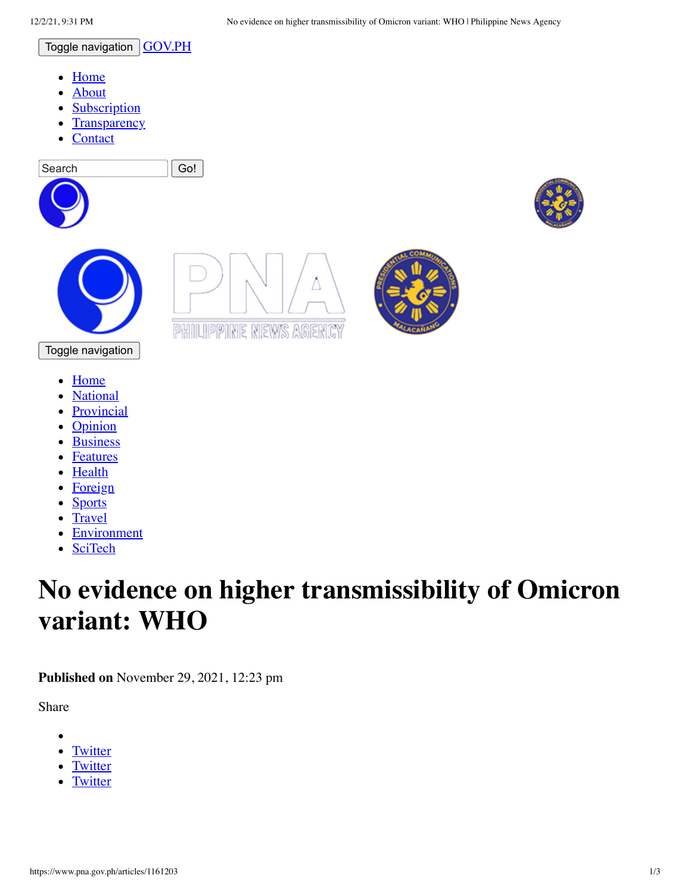Toggle navigation [GOV.PH](#)

- [Home](#)
- [About](#)
- [Subscription](#)
- [Transparency](#)
- [Contact](#)

Search Go!

Toggle navigation

- [Home](#)
- [National](#)
- [Provincial](#)
- [Opinion](#)
- [Business](#)
- [Features](#)
- [Health](#)
- [Foreign](#)
- [Sports](#)
- [Travel](#)
- [Environment](#)
- [SciTech](#)

# No evidence on higher transmissibility of Omicron variant: WHO

**Published on** November 29, 2021, 12:23 pm

Share

- 
- [Twitter](#)
- [Twitter](#)
- [Twitter](#)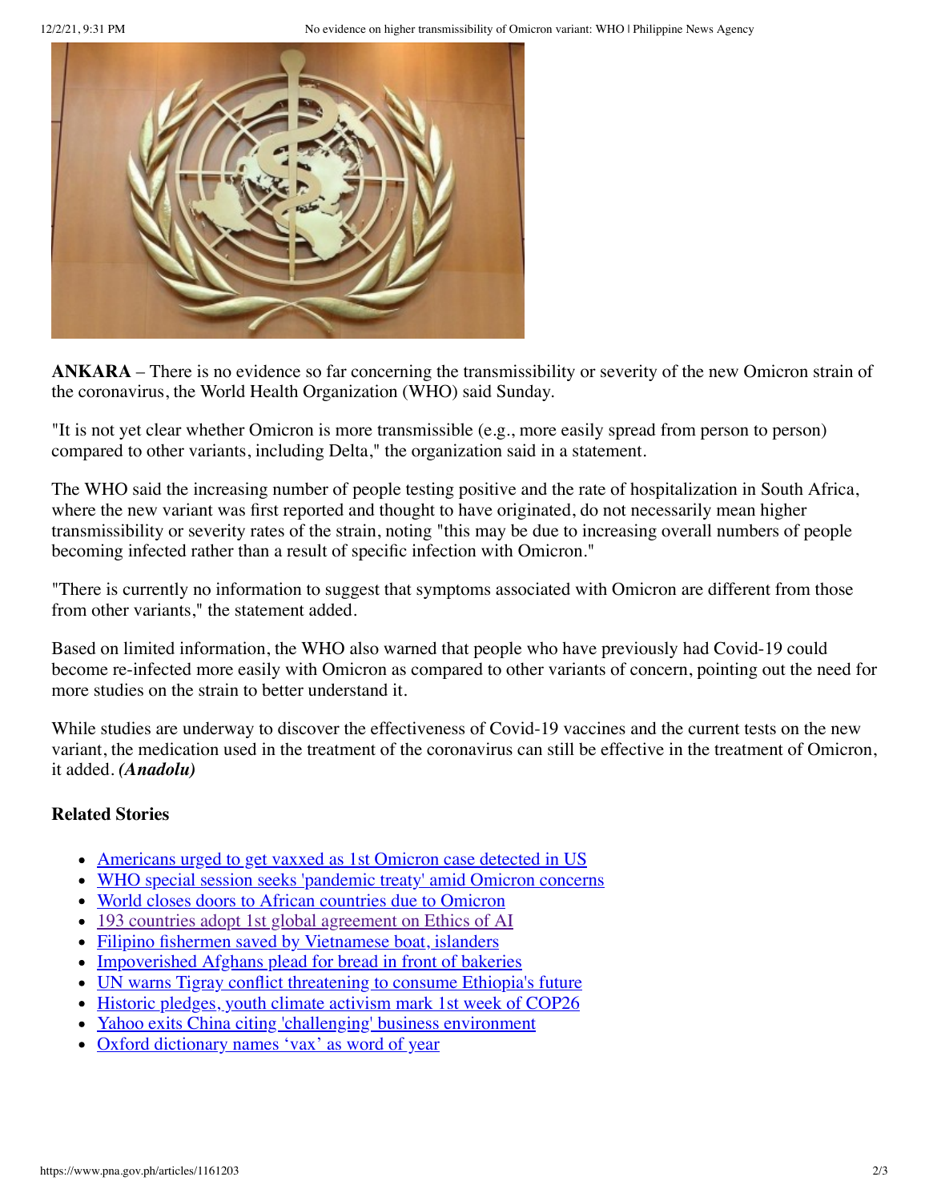**ANKARA** – There is no evidence so far concerning the transmissibility or severity of the new Omicron strain of the coronavirus, the World Health Organization (WHO) said Sunday.

"It is not yet clear whether Omicron is more transmissible (e.g., more easily spread from person to person) compared to other variants, including Delta," the organization said in a statement.

The WHO said the increasing number of people testing positive and the rate of hospitalization in South Africa, where the new variant was first reported and thought to have originated, do not necessarily mean higher transmissibility or severity rates of the strain, noting "this may be due to increasing overall numbers of people becoming infected rather than a result of specific infection with Omicron."

"There is currently no information to suggest that symptoms associated with Omicron are different from those from other variants," the statement added.

Based on limited information, the WHO also warned that people who have previously had Covid-19 could become re-infected more easily with Omicron as compared to other variants of concern, pointing out the need for more studies on the strain to better understand it.

While studies are underway to discover the effectiveness of Covid-19 vaccines and the current tests on the new variant, the medication used in the treatment of the coronavirus can still be effective in the treatment of Omicron, it added. ***(Anadolu)***

### Related Stories

- Americans urged to get vaxxed as 1st Omicron case detected in US
- WHO special session seeks 'pandemic treaty' amid Omicron concerns
- World closes doors to African countries due to Omicron
- 193 countries adopt 1st global agreement on Ethics of AI
- Filipino fishermen saved by Vietnamese boat, islanders
- Impoverished Afghans plead for bread in front of bakeries
- UN warns Tigray conflict threatening to consume Ethiopia's future
- Historic pledges, youth climate activism mark 1st week of COP26
- Yahoo exits China citing 'challenging' business environment
- Oxford dictionary names 'vax' as word of year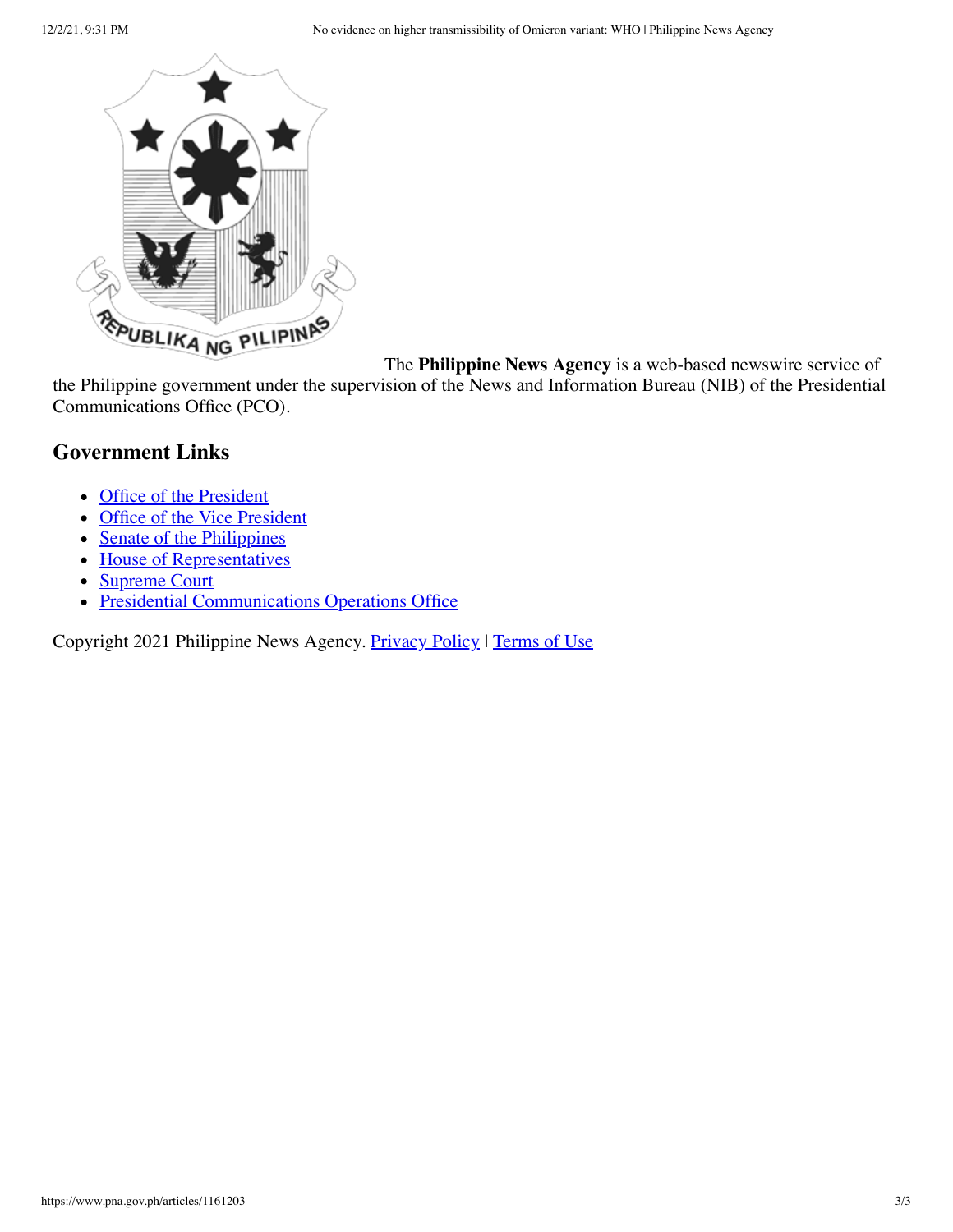The **Philippine News Agency** is a web-based newswire service of the Philippine government under the supervision of the News and Information Bureau (NIB) of the Presidential Communications Office (PCO).

## Government Links

- Office of the President
- Office of the Vice President
- Senate of the Philippines
- House of Representatives
- Supreme Court
- Presidential Communications Operations Office

Copyright 2021 Philippine News Agency. Privacy Policy | Terms of Use